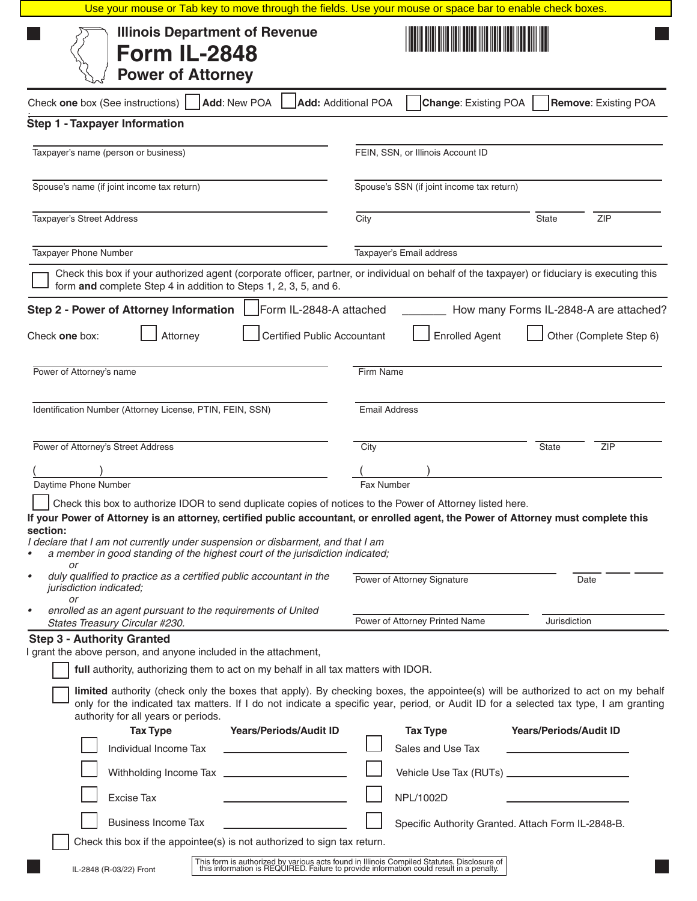Use your mouse or Tab key to move through the fields. Use your mouse or space bar to enable check boxes.

Illinois Department of Revenue

# Form IL-2848

## Power of Attorney

Check **one** box (See instructions) ☐ **Add**: New POA ☐ **Add:** Additional POA ☐ **Change**: Existing POA ☐ **Remove**: Existing POA

### Step 1 - Taxpayer Information

Taxpayer's name (person or business) ____________________ FEIN, SSN, or Illinois Account ID ____________________

Spouse's name (if joint income tax return) ____________________ Spouse's SSN (if joint income tax return) ____________________

Taxpayer's Street Address ____________________ City ____________________ State ______ ZIP ______

Taxpayer Phone Number ____________________ Taxpayer's Email address ____________________

☐ Check this box if your authorized agent (corporate officer, partner, or individual on behalf of the taxpayer) or fiduciary is executing this form **and** complete Step 4 in addition to Steps 1, 2, 3, 5, and 6.

### Step 2 - Power of Attorney Information

☐ Form IL-2848-A attached ________ How many Forms IL-2848-A are attached?

Check **one** box: ☐ Attorney ☐ Certified Public Accountant ☐ Enrolled Agent ☐ Other (Complete Step 6)

Power of Attorney's name ____________________ Firm Name ____________________

Identification Number (Attorney License, PTIN, FEIN, SSN) ____________________ Email Address ____________________

Power of Attorney's Street Address ____________________ City ____________________ State ______ ZIP ______

( ) Daytime Phone Number ____________________ ( ) Fax Number ____________________

☐ Check this box to authorize IDOR to send duplicate copies of notices to the Power of Attorney listed here.

**If your Power of Attorney is an attorney, certified public accountant, or enrolled agent, the Power of Attorney must complete this section:**

*I declare that I am not currently under suspension or disbarment, and that I am*

- *a member in good standing of the highest court of the jurisdiction indicated;*
  *or*
- *duly qualified to practice as a certified public accountant in the jurisdiction indicated;*
  *or*
- *enrolled as an agent pursuant to the requirements of United States Treasury Circular #230.*

Power of Attorney Signature ____________________ Date ______

Power of Attorney Printed Name ____________________ Jurisdiction ______

### Step 3 - Authority Granted

I grant the above person, and anyone included in the attachment,

☐ **full** authority, authorizing them to act on my behalf in all tax matters with IDOR.

☐ **limited** authority (check only the boxes that apply). By checking boxes, the appointee(s) will be authorized to act on my behalf only for the indicated tax matters. If I do not indicate a specific year, period, or Audit ID for a selected tax type, I am granting authority for all years or periods.

| | Tax Type | Years/Periods/Audit ID | | Tax Type | Years/Periods/Audit ID |
|---|---|---|---|---|---|
| ☐ | Individual Income Tax | ________ | ☐ | Sales and Use Tax | ________ |
| ☐ | Withholding Income Tax | ________ | ☐ | Vehicle Use Tax (RUTs) | ________ |
| ☐ | Excise Tax | ________ | ☐ | NPL/1002D | ________ |
| ☐ | Business Income Tax | ________ | ☐ | Specific Authority Granted. Attach Form IL-2848-B. | |

☐ Check this box if the appointee(s) is not authorized to sign tax return.

IL-2848 (R-03/22) Front

This form is authorized by various acts found in Illinois Compiled Statutes. Disclosure of this information is REQUIRED. Failure to provide information could result in a penalty.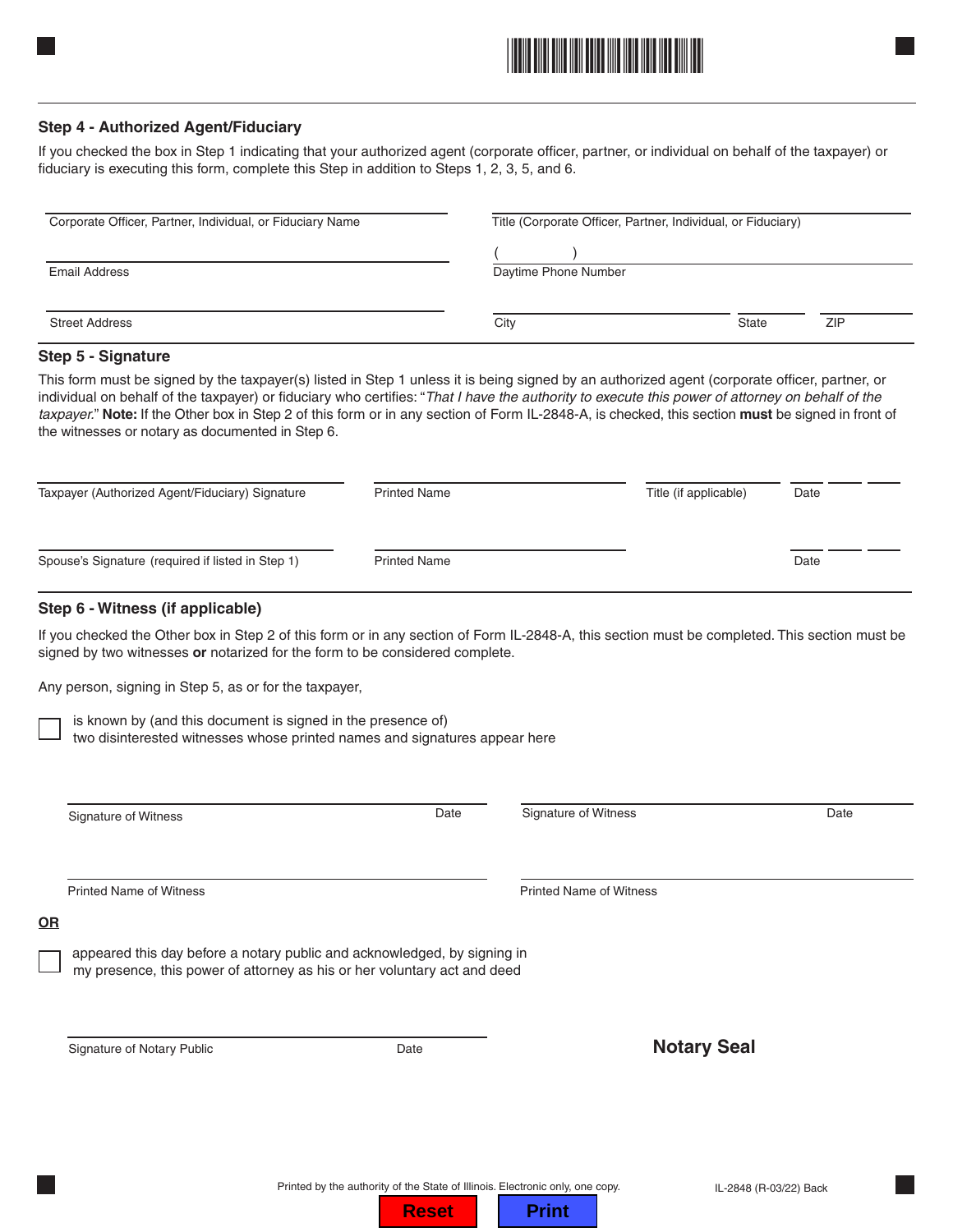## Step 4 - Authorized Agent/Fiduciary

If you checked the box in Step 1 indicating that your authorized agent (corporate officer, partner, or individual on behalf of the taxpayer) or fiduciary is executing this form, complete this Step in addition to Steps 1, 2, 3, 5, and 6.

Corporate Officer, Partner, Individual, or Fiduciary Name ____________________

Title (Corporate Officer, Partner, Individual, or Fiduciary) ____________________

Email Address ____________________

( ) Daytime Phone Number ____________________

Street Address ____________________

City ____________________ State ______ ZIP ______

## Step 5 - Signature

This form must be signed by the taxpayer(s) listed in Step 1 unless it is being signed by an authorized agent (corporate officer, partner, or individual on behalf of the taxpayer) or fiduciary who certifies: "*That I have the authority to execute this power of attorney on behalf of the taxpayer.*" **Note:** If the Other box in Step 2 of this form or in any section of Form IL-2848-A, is checked, this section **must** be signed in front of the witnesses or notary as documented in Step 6.

Taxpayer (Authorized Agent/Fiduciary) Signature ____________________ Printed Name ____________________ Title (if applicable) ____________________ Date ___ ___ ___

Spouse's Signature (required if listed in Step 1) ____________________ Printed Name ____________________ Date ___ ___ ___

## Step 6 - Witness (if applicable)

If you checked the Other box in Step 2 of this form or in any section of Form IL-2848-A, this section must be completed. This section must be signed by two witnesses **or** notarized for the form to be considered complete.

Any person, signing in Step 5, as or for the taxpayer,

☐ is known by (and this document is signed in the presence of) two disinterested witnesses whose printed names and signatures appear here

Signature of Witness ____________________ Date ________

Signature of Witness ____________________ Date ________

Printed Name of Witness ____________________

Printed Name of Witness ____________________

**OR**

☐ appeared this day before a notary public and acknowledged, by signing in my presence, this power of attorney as his or her voluntary act and deed

Signature of Notary Public ____________________ Date ________

**Notary Seal**

Printed by the authority of the State of Illinois. Electronic only, one copy.

IL-2848 (R-03/22) Back